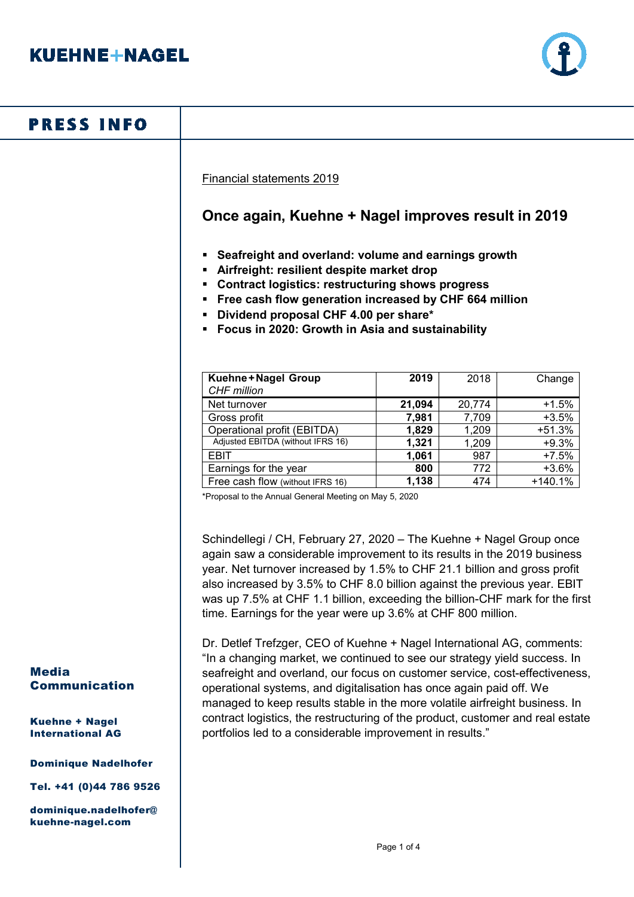**KUEHNE+NAGEL**

# PRESS INFO

Financial statements 2019

## Once again, Kuehne + Nagel improves result in 2019

- **Seafreight and overland: volume and earnings growth**
- **Airfreight: resilient despite market drop**
- **Contract logistics: restructuring shows progress**
- **Free cash flow generation increased by CHF 664 million**
- **Dividend proposal CHF 4.00 per share***
- **Focus in 2020: Growth in Asia and sustainability**

| **Kuehne+Nagel Group** *CHF million* | **2019** | 2018 | Change |
|---|---|---|---|
| Net turnover | **21,094** | 20,774 | +1.5% |
| Gross profit | **7,981** | 7,709 | +3.5% |
| Operational profit (EBITDA) | **1,829** | 1,209 | +51.3% |
| Adjusted EBITDA (without IFRS 16) | **1,321** | 1,209 | +9.3% |
| EBIT | **1,061** | 987 | +7.5% |
| Earnings for the year | **800** | 772 | +3.6% |
| Free cash flow (without IFRS 16) | **1,138** | 474 | +140.1% |

*Proposal to the Annual General Meeting on May 5, 2020

Schindellegi / CH, February 27, 2020 – The Kuehne + Nagel Group once again saw a considerable improvement to its results in the 2019 business year. Net turnover increased by 1.5% to CHF 21.1 billion and gross profit also increased by 3.5% to CHF 8.0 billion against the previous year. EBIT was up 7.5% at CHF 1.1 billion, exceeding the billion-CHF mark for the first time. Earnings for the year were up 3.6% at CHF 800 million.

Dr. Detlef Trefzger, CEO of Kuehne + Nagel International AG, comments: "In a changing market, we continued to see our strategy yield success. In seafreight and overland, our focus on customer service, cost-effectiveness, operational systems, and digitalisation has once again paid off. We managed to keep results stable in the more volatile airfreight business. In contract logistics, the restructuring of the product, customer and real estate portfolios led to a considerable improvement in results."

**Media Communication**

**Kuehne + Nagel International AG**

**Dominique Nadelhofer**

**Tel. +41 (0)44 786 9526**

**dominique.nadelhofer@kuehne-nagel.com**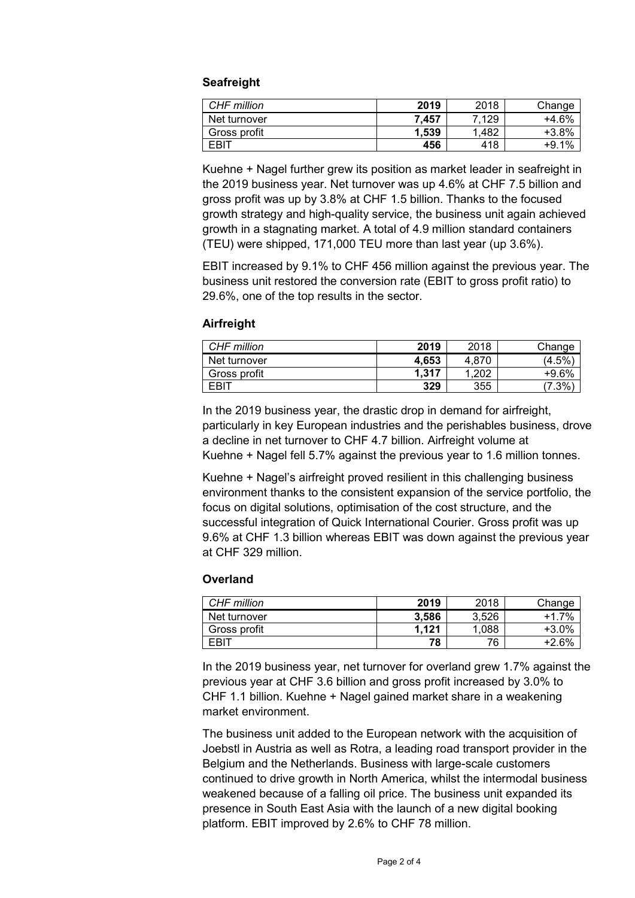### Seafreight

| *CHF million* | **2019** | 2018 | Change |
|---|---|---|---|
| Net turnover | **7,457** | 7,129 | +4.6% |
| Gross profit | **1,539** | 1,482 | +3.8% |
| EBIT | **456** | 418 | +9.1% |

Kuehne + Nagel further grew its position as market leader in seafreight in the 2019 business year. Net turnover was up 4.6% at CHF 7.5 billion and gross profit was up by 3.8% at CHF 1.5 billion. Thanks to the focused growth strategy and high-quality service, the business unit again achieved growth in a stagnating market. A total of 4.9 million standard containers (TEU) were shipped, 171,000 TEU more than last year (up 3.6%).

EBIT increased by 9.1% to CHF 456 million against the previous year. The business unit restored the conversion rate (EBIT to gross profit ratio) to 29.6%, one of the top results in the sector.

### Airfreight

| *CHF million* | **2019** | 2018 | Change |
|---|---|---|---|
| Net turnover | **4,653** | 4,870 | (4.5%) |
| Gross profit | **1,317** | 1,202 | +9.6% |
| EBIT | **329** | 355 | (7.3%) |

In the 2019 business year, the drastic drop in demand for airfreight, particularly in key European industries and the perishables business, drove a decline in net turnover to CHF 4.7 billion. Airfreight volume at Kuehne + Nagel fell 5.7% against the previous year to 1.6 million tonnes.

Kuehne + Nagel's airfreight proved resilient in this challenging business environment thanks to the consistent expansion of the service portfolio, the focus on digital solutions, optimisation of the cost structure, and the successful integration of Quick International Courier. Gross profit was up 9.6% at CHF 1.3 billion whereas EBIT was down against the previous year at CHF 329 million.

### Overland

| *CHF million* | **2019** | 2018 | Change |
|---|---|---|---|
| Net turnover | **3,586** | 3,526 | +1.7% |
| Gross profit | **1,121** | 1,088 | +3.0% |
| EBIT | **78** | 76 | +2.6% |

In the 2019 business year, net turnover for overland grew 1.7% against the previous year at CHF 3.6 billion and gross profit increased by 3.0% to CHF 1.1 billion. Kuehne + Nagel gained market share in a weakening market environment.

The business unit added to the European network with the acquisition of Joebstl in Austria as well as Rotra, a leading road transport provider in the Belgium and the Netherlands. Business with large-scale customers continued to drive growth in North America, whilst the intermodal business weakened because of a falling oil price. The business unit expanded its presence in South East Asia with the launch of a new digital booking platform. EBIT improved by 2.6% to CHF 78 million.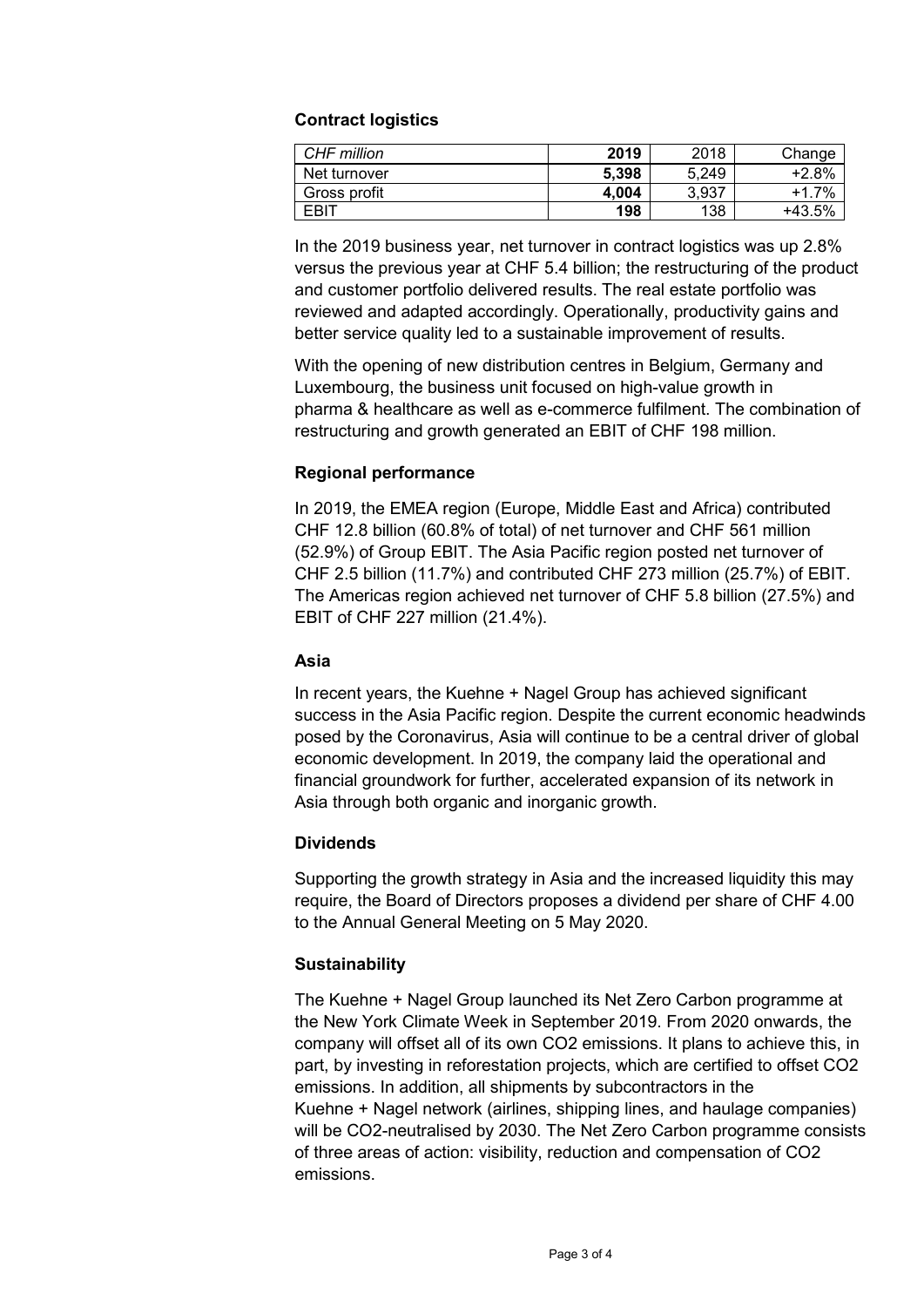## Contract logistics

| *CHF million* | **2019** | 2018 | Change |
|---|---|---|---|
| Net turnover | **5,398** | 5,249 | +2.8% |
| Gross profit | **4,004** | 3,937 | +1.7% |
| EBIT | **198** | 138 | +43.5% |

In the 2019 business year, net turnover in contract logistics was up 2.8% versus the previous year at CHF 5.4 billion; the restructuring of the product and customer portfolio delivered results. The real estate portfolio was reviewed and adapted accordingly. Operationally, productivity gains and better service quality led to a sustainable improvement of results.

With the opening of new distribution centres in Belgium, Germany and Luxembourg, the business unit focused on high-value growth in pharma & healthcare as well as e-commerce fulfilment. The combination of restructuring and growth generated an EBIT of CHF 198 million.

## Regional performance

In 2019, the EMEA region (Europe, Middle East and Africa) contributed CHF 12.8 billion (60.8% of total) of net turnover and CHF 561 million (52.9%) of Group EBIT. The Asia Pacific region posted net turnover of CHF 2.5 billion (11.7%) and contributed CHF 273 million (25.7%) of EBIT. The Americas region achieved net turnover of CHF 5.8 billion (27.5%) and EBIT of CHF 227 million (21.4%).

## Asia

In recent years, the Kuehne + Nagel Group has achieved significant success in the Asia Pacific region. Despite the current economic headwinds posed by the Coronavirus, Asia will continue to be a central driver of global economic development. In 2019, the company laid the operational and financial groundwork for further, accelerated expansion of its network in Asia through both organic and inorganic growth.

## Dividends

Supporting the growth strategy in Asia and the increased liquidity this may require, the Board of Directors proposes a dividend per share of CHF 4.00 to the Annual General Meeting on 5 May 2020.

## Sustainability

The Kuehne + Nagel Group launched its Net Zero Carbon programme at the New York Climate Week in September 2019. From 2020 onwards, the company will offset all of its own $CO_2$ emissions. It plans to achieve this, in part, by investing in reforestation projects, which are certified to offset $CO_2$ emissions. In addition, all shipments by subcontractors in the Kuehne + Nagel network (airlines, shipping lines, and haulage companies) will be $CO_2$-neutralised by 2030. The Net Zero Carbon programme consists of three areas of action: visibility, reduction and compensation of $CO_2$ emissions.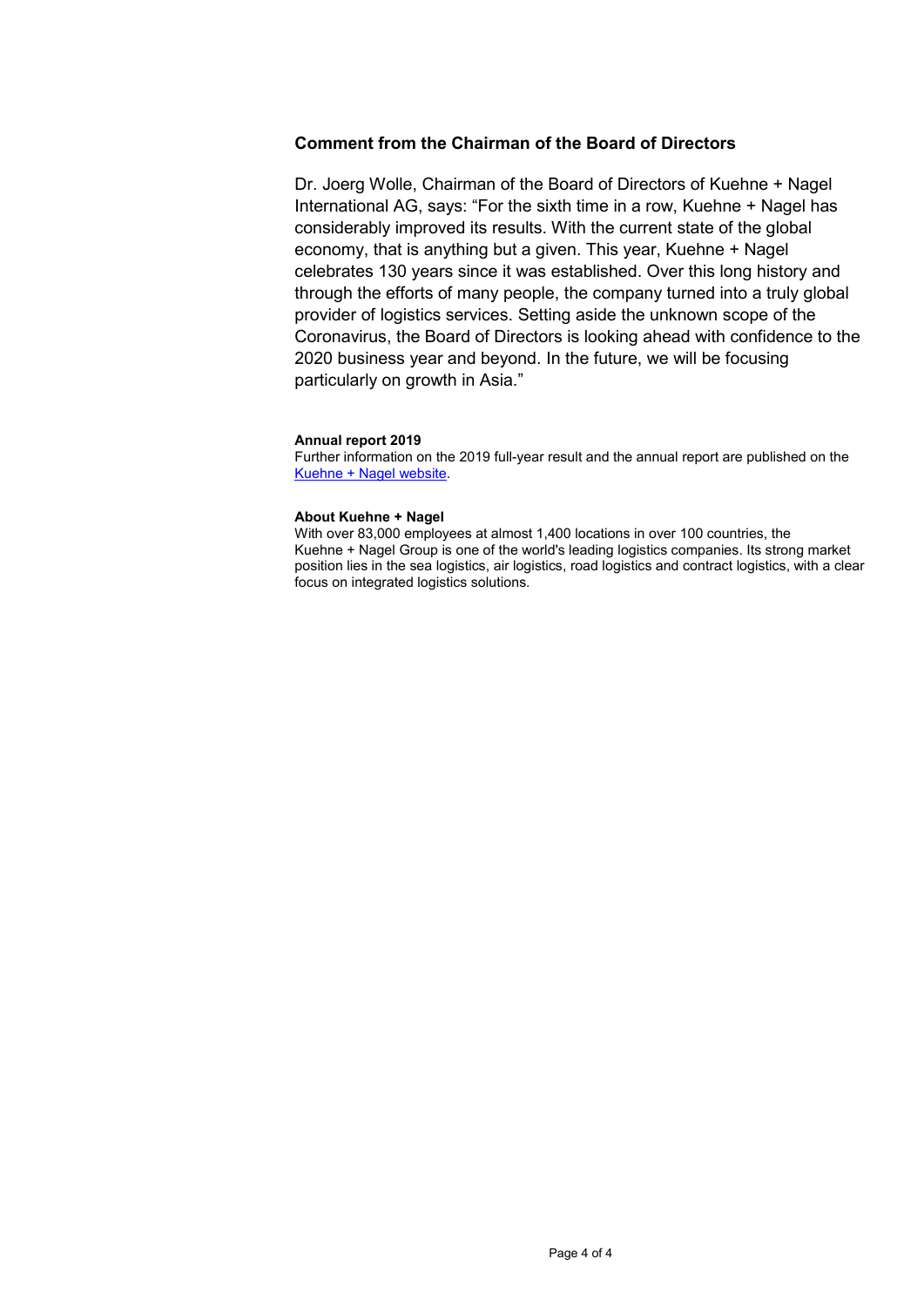## Comment from the Chairman of the Board of Directors

Dr. Joerg Wolle, Chairman of the Board of Directors of Kuehne + Nagel International AG, says: "For the sixth time in a row, Kuehne + Nagel has considerably improved its results. With the current state of the global economy, that is anything but a given. This year, Kuehne + Nagel celebrates 130 years since it was established. Over this long history and through the efforts of many people, the company turned into a truly global provider of logistics services. Setting aside the unknown scope of the Coronavirus, the Board of Directors is looking ahead with confidence to the 2020 business year and beyond. In the future, we will be focusing particularly on growth in Asia."

**Annual report 2019**
Further information on the 2019 full-year result and the annual report are published on the Kuehne + Nagel website.

**About Kuehne + Nagel**
With over 83,000 employees at almost 1,400 locations in over 100 countries, the Kuehne + Nagel Group is one of the world's leading logistics companies. Its strong market position lies in the sea logistics, air logistics, road logistics and contract logistics, with a clear focus on integrated logistics solutions.